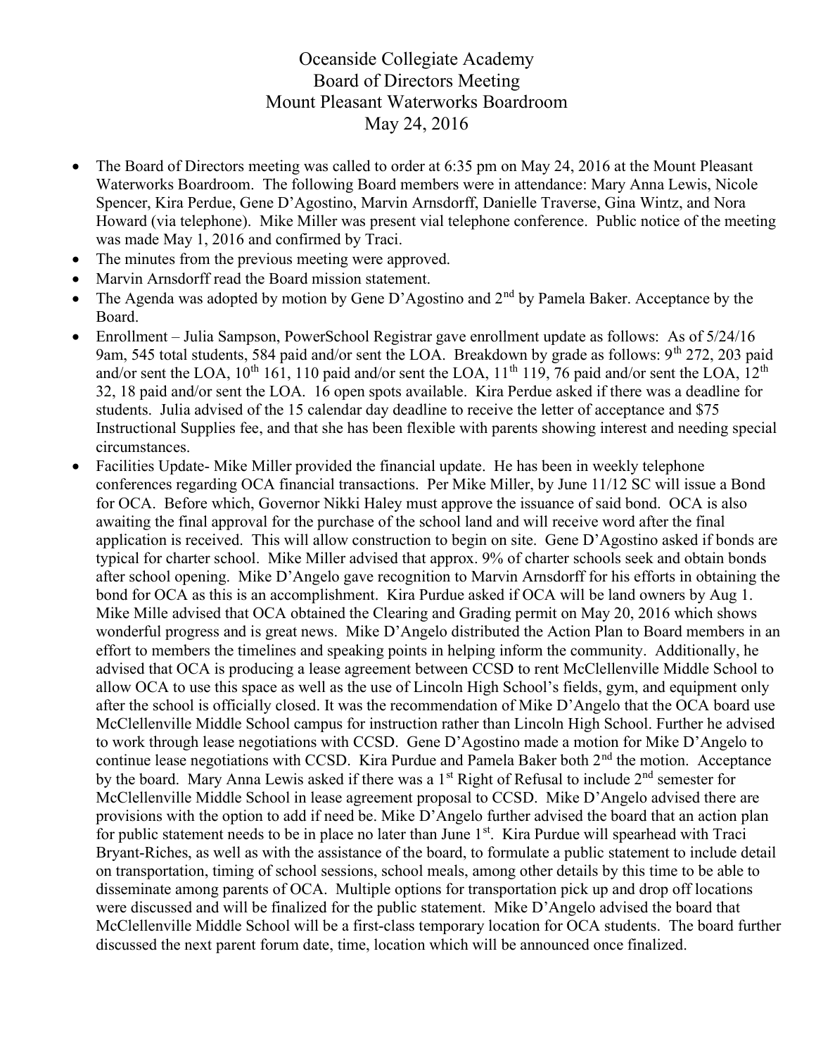# Oceanside Collegiate Academy
## Board of Directors Meeting
## Mount Pleasant Waterworks Boardroom
## May 24, 2016

- The Board of Directors meeting was called to order at 6:35 pm on May 24, 2016 at the Mount Pleasant Waterworks Boardroom. The following Board members were in attendance: Mary Anna Lewis, Nicole Spencer, Kira Perdue, Gene D'Agostino, Marvin Arnsdorff, Danielle Traverse, Gina Wintz, and Nora Howard (via telephone). Mike Miller was present vial telephone conference. Public notice of the meeting was made May 1, 2016 and confirmed by Traci.
- The minutes from the previous meeting were approved.
- Marvin Arnsdorff read the Board mission statement.
- The Agenda was adopted by motion by Gene D'Agostino and 2nd by Pamela Baker. Acceptance by the Board.
- Enrollment – Julia Sampson, PowerSchool Registrar gave enrollment update as follows: As of 5/24/16 9am, 545 total students, 584 paid and/or sent the LOA. Breakdown by grade as follows: 9th 272, 203 paid and/or sent the LOA, 10th 161, 110 paid and/or sent the LOA, 11th 119, 76 paid and/or sent the LOA, 12th 32, 18 paid and/or sent the LOA. 16 open spots available. Kira Perdue asked if there was a deadline for students. Julia advised of the 15 calendar day deadline to receive the letter of acceptance and $75 Instructional Supplies fee, and that she has been flexible with parents showing interest and needing special circumstances.
- Facilities Update- Mike Miller provided the financial update. He has been in weekly telephone conferences regarding OCA financial transactions. Per Mike Miller, by June 11/12 SC will issue a Bond for OCA. Before which, Governor Nikki Haley must approve the issuance of said bond. OCA is also awaiting the final approval for the purchase of the school land and will receive word after the final application is received. This will allow construction to begin on site. Gene D'Agostino asked if bonds are typical for charter school. Mike Miller advised that approx. 9% of charter schools seek and obtain bonds after school opening. Mike D'Angelo gave recognition to Marvin Arnsdorff for his efforts in obtaining the bond for OCA as this is an accomplishment. Kira Purdue asked if OCA will be land owners by Aug 1. Mike Mille advised that OCA obtained the Clearing and Grading permit on May 20, 2016 which shows wonderful progress and is great news. Mike D'Angelo distributed the Action Plan to Board members in an effort to members the timelines and speaking points in helping inform the community. Additionally, he advised that OCA is producing a lease agreement between CCSD to rent McClellenville Middle School to allow OCA to use this space as well as the use of Lincoln High School's fields, gym, and equipment only after the school is officially closed. It was the recommendation of Mike D'Angelo that the OCA board use McClellenville Middle School campus for instruction rather than Lincoln High School. Further he advised to work through lease negotiations with CCSD. Gene D'Agostino made a motion for Mike D'Angelo to continue lease negotiations with CCSD. Kira Purdue and Pamela Baker both 2nd the motion. Acceptance by the board. Mary Anna Lewis asked if there was a 1st Right of Refusal to include 2nd semester for McClellenville Middle School in lease agreement proposal to CCSD. Mike D'Angelo advised there are provisions with the option to add if need be. Mike D'Angelo further advised the board that an action plan for public statement needs to be in place no later than June 1st. Kira Purdue will spearhead with Traci Bryant-Riches, as well as with the assistance of the board, to formulate a public statement to include detail on transportation, timing of school sessions, school meals, among other details by this time to be able to disseminate among parents of OCA. Multiple options for transportation pick up and drop off locations were discussed and will be finalized for the public statement. Mike D'Angelo advised the board that McClellenville Middle School will be a first-class temporary location for OCA students. The board further discussed the next parent forum date, time, location which will be announced once finalized.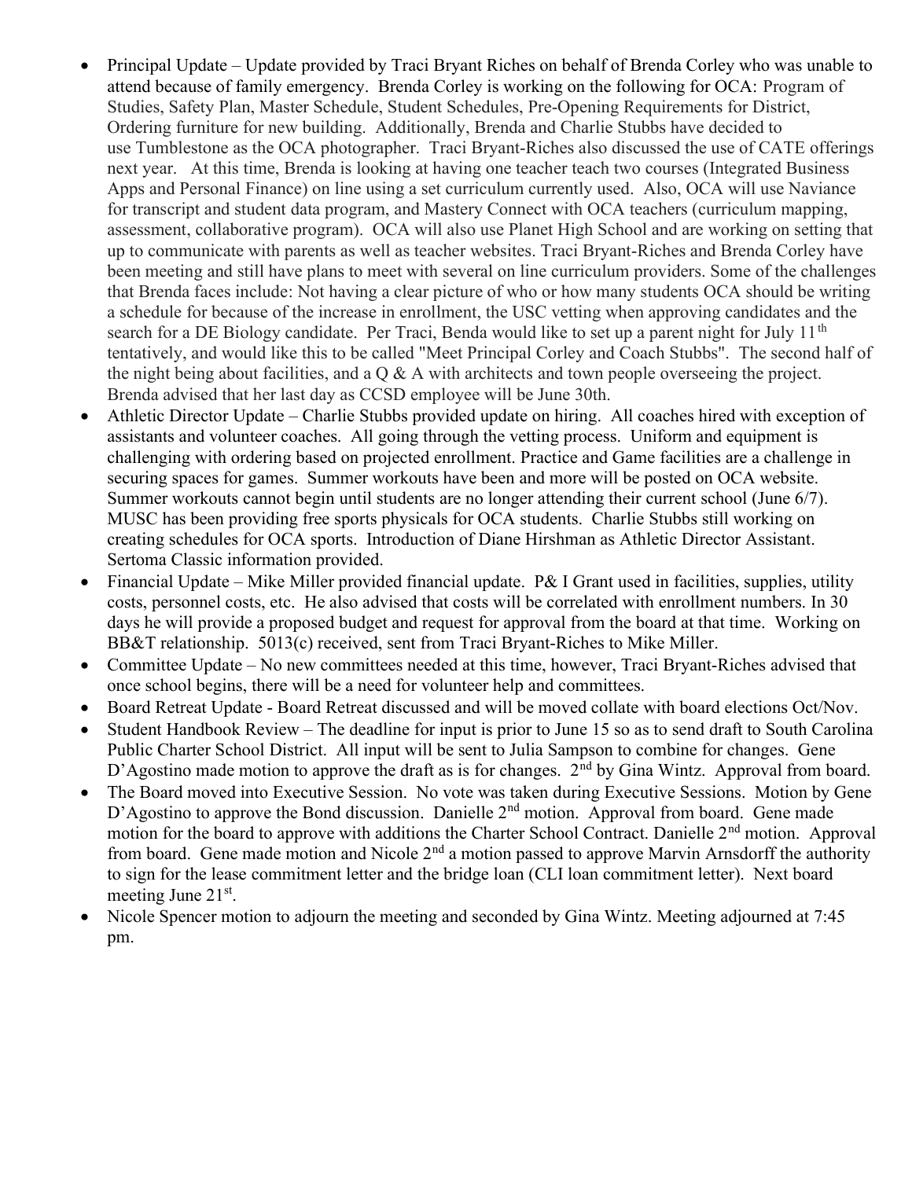- Principal Update – Update provided by Traci Bryant Riches on behalf of Brenda Corley who was unable to attend because of family emergency. Brenda Corley is working on the following for OCA: Program of Studies, Safety Plan, Master Schedule, Student Schedules, Pre-Opening Requirements for District, Ordering furniture for new building. Additionally, Brenda and Charlie Stubbs have decided to use Tumblestone as the OCA photographer. Traci Bryant-Riches also discussed the use of CATE offerings next year. At this time, Brenda is looking at having one teacher teach two courses (Integrated Business Apps and Personal Finance) on line using a set curriculum currently used. Also, OCA will use Naviance for transcript and student data program, and Mastery Connect with OCA teachers (curriculum mapping, assessment, collaborative program). OCA will also use Planet High School and are working on setting that up to communicate with parents as well as teacher websites. Traci Bryant-Riches and Brenda Corley have been meeting and still have plans to meet with several on line curriculum providers. Some of the challenges that Brenda faces include: Not having a clear picture of who or how many students OCA should be writing a schedule for because of the increase in enrollment, the USC vetting when approving candidates and the search for a DE Biology candidate. Per Traci, Benda would like to set up a parent night for July 11th tentatively, and would like this to be called "Meet Principal Corley and Coach Stubbs". The second half of the night being about facilities, and a Q & A with architects and town people overseeing the project. Brenda advised that her last day as CCSD employee will be June 30th.
- Athletic Director Update – Charlie Stubbs provided update on hiring. All coaches hired with exception of assistants and volunteer coaches. All going through the vetting process. Uniform and equipment is challenging with ordering based on projected enrollment. Practice and Game facilities are a challenge in securing spaces for games. Summer workouts have been and more will be posted on OCA website. Summer workouts cannot begin until students are no longer attending their current school (June 6/7). MUSC has been providing free sports physicals for OCA students. Charlie Stubbs still working on creating schedules for OCA sports. Introduction of Diane Hirshman as Athletic Director Assistant. Sertoma Classic information provided.
- Financial Update – Mike Miller provided financial update. P& I Grant used in facilities, supplies, utility costs, personnel costs, etc. He also advised that costs will be correlated with enrollment numbers. In 30 days he will provide a proposed budget and request for approval from the board at that time. Working on BB&T relationship. 5013(c) received, sent from Traci Bryant-Riches to Mike Miller.
- Committee Update – No new committees needed at this time, however, Traci Bryant-Riches advised that once school begins, there will be a need for volunteer help and committees.
- Board Retreat Update - Board Retreat discussed and will be moved collate with board elections Oct/Nov.
- Student Handbook Review – The deadline for input is prior to June 15 so as to send draft to South Carolina Public Charter School District. All input will be sent to Julia Sampson to combine for changes. Gene D'Agostino made motion to approve the draft as is for changes. 2nd by Gina Wintz. Approval from board.
- The Board moved into Executive Session. No vote was taken during Executive Sessions. Motion by Gene D'Agostino to approve the Bond discussion. Danielle 2nd motion. Approval from board. Gene made motion for the board to approve with additions the Charter School Contract. Danielle 2nd motion. Approval from board. Gene made motion and Nicole 2nd a motion passed to approve Marvin Arnsdorff the authority to sign for the lease commitment letter and the bridge loan (CLI loan commitment letter). Next board meeting June 21st.
- Nicole Spencer motion to adjourn the meeting and seconded by Gina Wintz. Meeting adjourned at 7:45 pm.